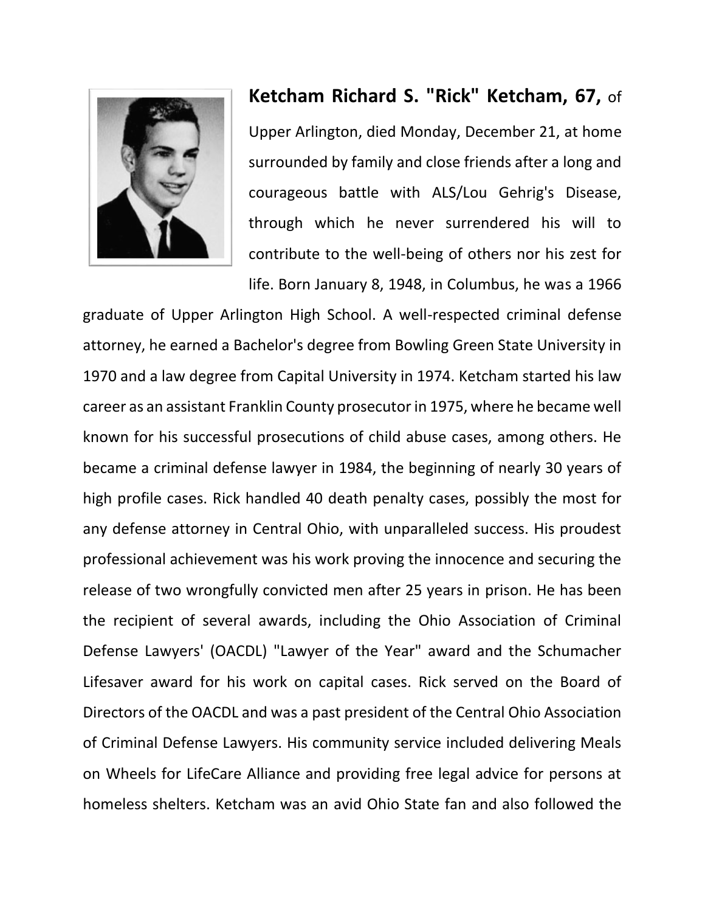**Ketcham Richard S. "Rick" Ketcham, 67,** of Upper Arlington, died Monday, December 21, at home surrounded by family and close friends after a long and courageous battle with ALS/Lou Gehrig's Disease, through which he never surrendered his will to contribute to the well-being of others nor his zest for life. Born January 8, 1948, in Columbus, he was a 1966 graduate of Upper Arlington High School. A well-respected criminal defense attorney, he earned a Bachelor's degree from Bowling Green State University in 1970 and a law degree from Capital University in 1974. Ketcham started his law career as an assistant Franklin County prosecutor in 1975, where he became well known for his successful prosecutions of child abuse cases, among others. He became a criminal defense lawyer in 1984, the beginning of nearly 30 years of high profile cases. Rick handled 40 death penalty cases, possibly the most for any defense attorney in Central Ohio, with unparalleled success. His proudest professional achievement was his work proving the innocence and securing the release of two wrongfully convicted men after 25 years in prison. He has been the recipient of several awards, including the Ohio Association of Criminal Defense Lawyers' (OACDL) "Lawyer of the Year" award and the Schumacher Lifesaver award for his work on capital cases. Rick served on the Board of Directors of the OACDL and was a past president of the Central Ohio Association of Criminal Defense Lawyers. His community service included delivering Meals on Wheels for LifeCare Alliance and providing free legal advice for persons at homeless shelters. Ketcham was an avid Ohio State fan and also followed the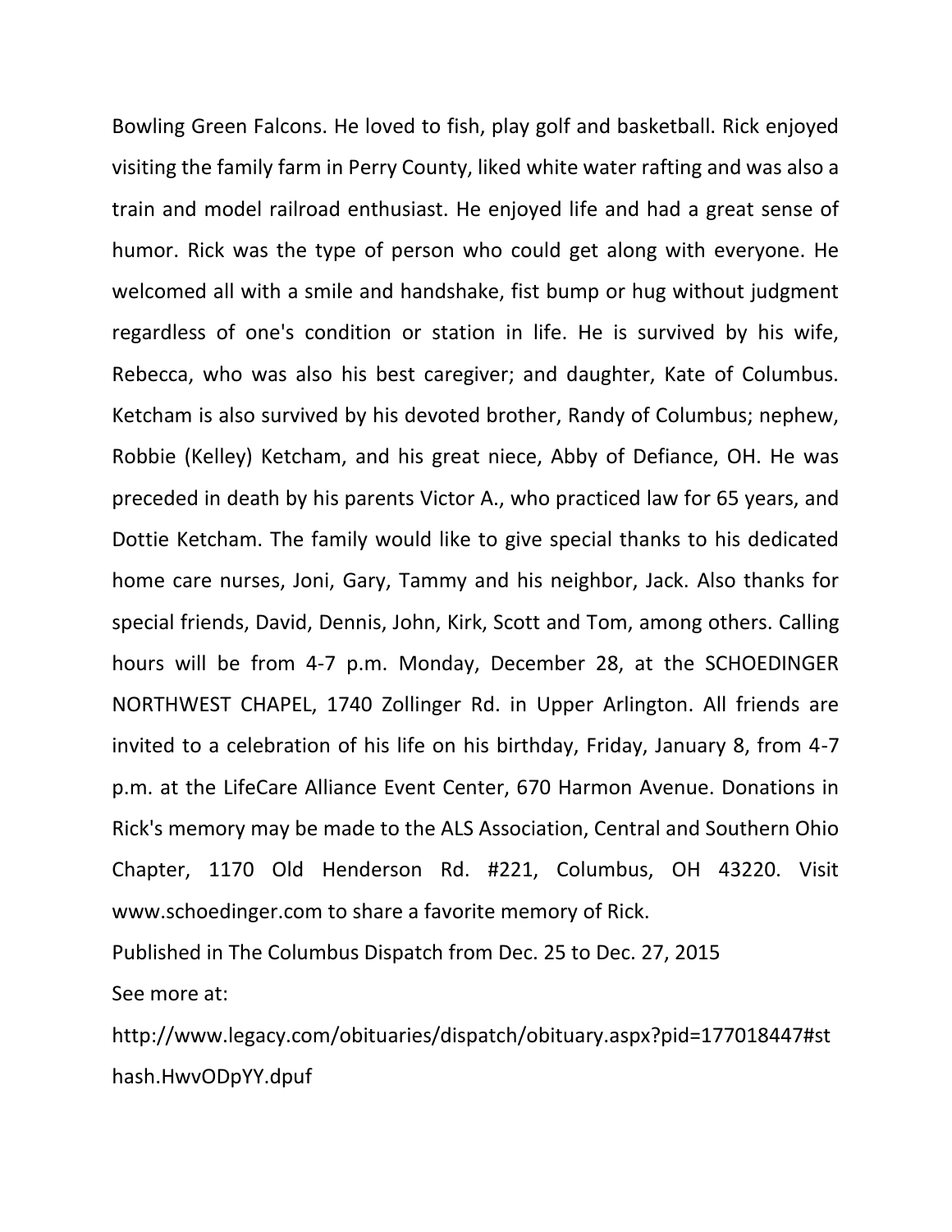Bowling Green Falcons. He loved to fish, play golf and basketball. Rick enjoyed visiting the family farm in Perry County, liked white water rafting and was also a train and model railroad enthusiast. He enjoyed life and had a great sense of humor. Rick was the type of person who could get along with everyone. He welcomed all with a smile and handshake, fist bump or hug without judgment regardless of one's condition or station in life. He is survived by his wife, Rebecca, who was also his best caregiver; and daughter, Kate of Columbus. Ketcham is also survived by his devoted brother, Randy of Columbus; nephew, Robbie (Kelley) Ketcham, and his great niece, Abby of Defiance, OH. He was preceded in death by his parents Victor A., who practiced law for 65 years, and Dottie Ketcham. The family would like to give special thanks to his dedicated home care nurses, Joni, Gary, Tammy and his neighbor, Jack. Also thanks for special friends, David, Dennis, John, Kirk, Scott and Tom, among others. Calling hours will be from 4-7 p.m. Monday, December 28, at the SCHOEDINGER NORTHWEST CHAPEL, 1740 Zollinger Rd. in Upper Arlington. All friends are invited to a celebration of his life on his birthday, Friday, January 8, from 4-7 p.m. at the LifeCare Alliance Event Center, 670 Harmon Avenue. Donations in Rick's memory may be made to the ALS Association, Central and Southern Ohio Chapter, 1170 Old Henderson Rd. #221, Columbus, OH 43220. Visit www.schoedinger.com to share a favorite memory of Rick.

Published in The Columbus Dispatch from Dec. 25 to Dec. 27, 2015

See more at:

http://www.legacy.com/obituaries/dispatch/obituary.aspx?pid=177018447#sthash.HwvODpYY.dpuf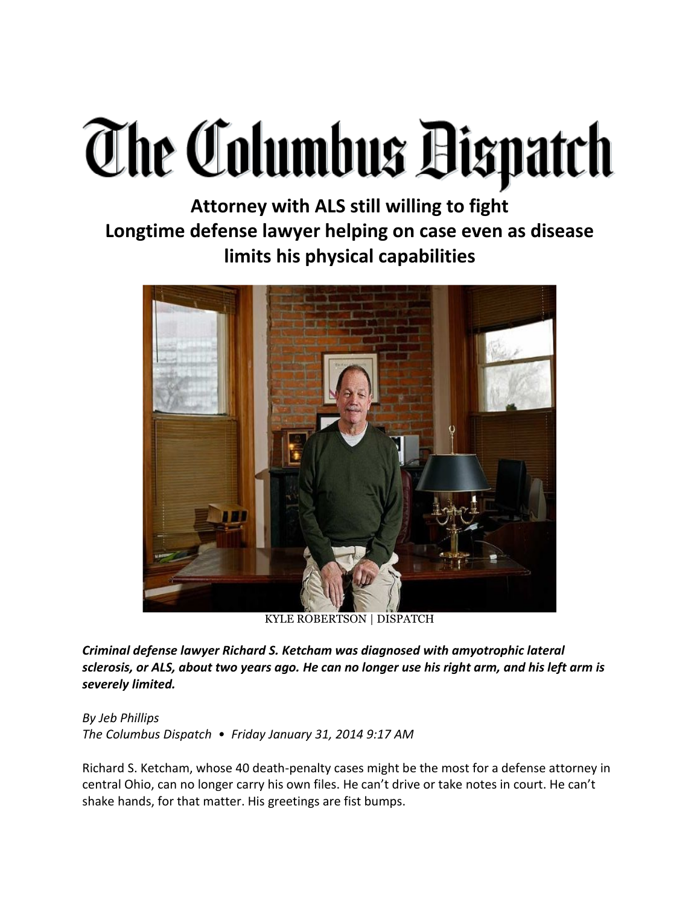# The Columbus Dispatch

## Attorney with ALS still willing to fight
## Longtime defense lawyer helping on case even as disease limits his physical capabilities

KYLE ROBERTSON | DISPATCH

***Criminal defense lawyer Richard S. Ketcham was diagnosed with amyotrophic lateral sclerosis, or ALS, about two years ago. He can no longer use his right arm, and his left arm is severely limited.***

*By Jeb Phillips*
*The Columbus Dispatch • Friday January 31, 2014 9:17 AM*

Richard S. Ketcham, whose 40 death-penalty cases might be the most for a defense attorney in central Ohio, can no longer carry his own files. He can't drive or take notes in court. He can't shake hands, for that matter. His greetings are fist bumps.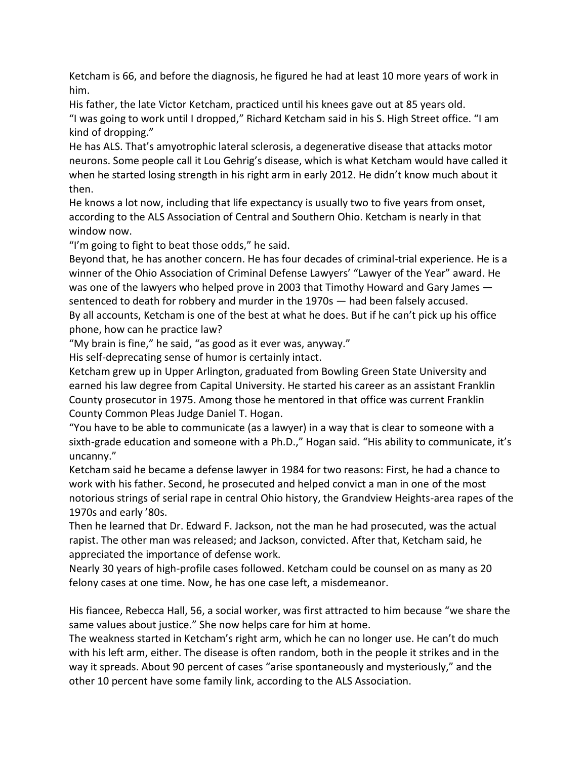Ketcham is 66, and before the diagnosis, he figured he had at least 10 more years of work in him.

His father, the late Victor Ketcham, practiced until his knees gave out at 85 years old.

"I was going to work until I dropped," Richard Ketcham said in his S. High Street office. "I am kind of dropping."

He has ALS. That's amyotrophic lateral sclerosis, a degenerative disease that attacks motor neurons. Some people call it Lou Gehrig's disease, which is what Ketcham would have called it when he started losing strength in his right arm in early 2012. He didn't know much about it then.

He knows a lot now, including that life expectancy is usually two to five years from onset, according to the ALS Association of Central and Southern Ohio. Ketcham is nearly in that window now.

"I'm going to fight to beat those odds," he said.

Beyond that, he has another concern. He has four decades of criminal-trial experience. He is a winner of the Ohio Association of Criminal Defense Lawyers' "Lawyer of the Year" award. He was one of the lawyers who helped prove in 2003 that Timothy Howard and Gary James — sentenced to death for robbery and murder in the 1970s — had been falsely accused.

By all accounts, Ketcham is one of the best at what he does. But if he can't pick up his office phone, how can he practice law?

"My brain is fine," he said, "as good as it ever was, anyway."

His self-deprecating sense of humor is certainly intact.

Ketcham grew up in Upper Arlington, graduated from Bowling Green State University and earned his law degree from Capital University. He started his career as an assistant Franklin County prosecutor in 1975. Among those he mentored in that office was current Franklin County Common Pleas Judge Daniel T. Hogan.

"You have to be able to communicate (as a lawyer) in a way that is clear to someone with a sixth-grade education and someone with a Ph.D.," Hogan said. "His ability to communicate, it's uncanny."

Ketcham said he became a defense lawyer in 1984 for two reasons: First, he had a chance to work with his father. Second, he prosecuted and helped convict a man in one of the most notorious strings of serial rape in central Ohio history, the Grandview Heights-area rapes of the 1970s and early '80s.

Then he learned that Dr. Edward F. Jackson, not the man he had prosecuted, was the actual rapist. The other man was released; and Jackson, convicted. After that, Ketcham said, he appreciated the importance of defense work.

Nearly 30 years of high-profile cases followed. Ketcham could be counsel on as many as 20 felony cases at one time. Now, he has one case left, a misdemeanor.

His fiancee, Rebecca Hall, 56, a social worker, was first attracted to him because "we share the same values about justice." She now helps care for him at home.

The weakness started in Ketcham's right arm, which he can no longer use. He can't do much with his left arm, either. The disease is often random, both in the people it strikes and in the way it spreads. About 90 percent of cases "arise spontaneously and mysteriously," and the other 10 percent have some family link, according to the ALS Association.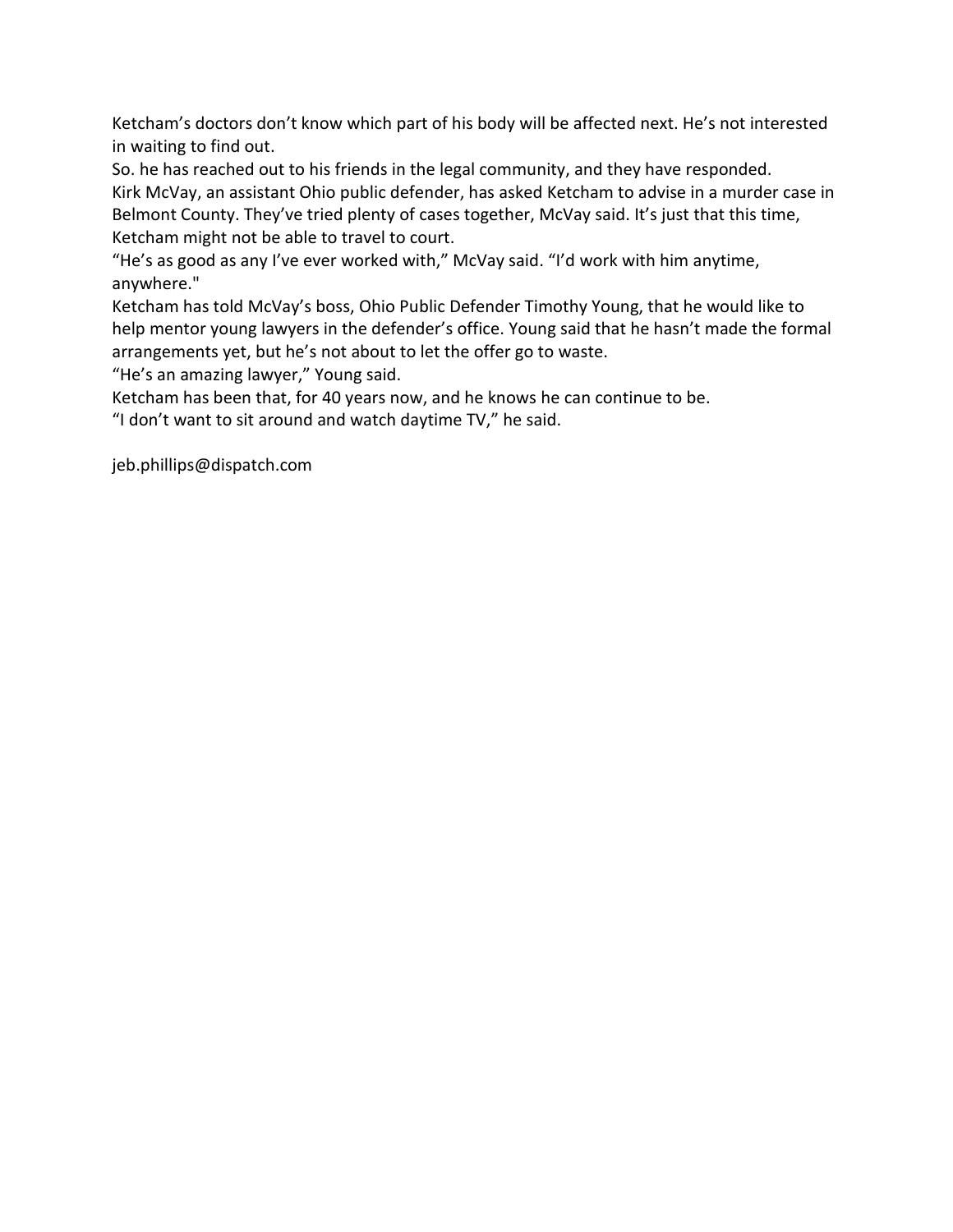Ketcham's doctors don't know which part of his body will be affected next. He's not interested in waiting to find out.

So. he has reached out to his friends in the legal community, and they have responded.

Kirk McVay, an assistant Ohio public defender, has asked Ketcham to advise in a murder case in Belmont County. They've tried plenty of cases together, McVay said. It's just that this time, Ketcham might not be able to travel to court.

"He's as good as any I've ever worked with," McVay said. "I'd work with him anytime, anywhere."

Ketcham has told McVay's boss, Ohio Public Defender Timothy Young, that he would like to help mentor young lawyers in the defender's office. Young said that he hasn't made the formal arrangements yet, but he's not about to let the offer go to waste.

"He's an amazing lawyer," Young said.

Ketcham has been that, for 40 years now, and he knows he can continue to be.

"I don't want to sit around and watch daytime TV," he said.

jeb.phillips@dispatch.com